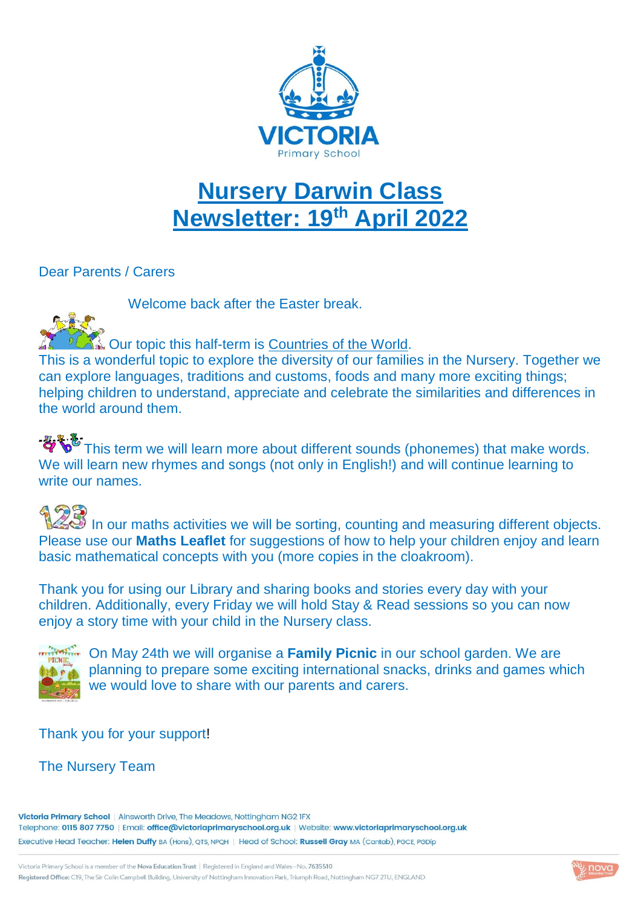VICTORIA

Primary School

# Nursery Darwin Class
# Newsletter: 19th April 2022

Dear Parents / Carers

Welcome back after the Easter break.

Our topic this half-term is Countries of the World.

This is a wonderful topic to explore the diversity of our families in the Nursery. Together we can explore languages, traditions and customs, foods and many more exciting things; helping children to understand, appreciate and celebrate the similarities and differences in the world around them.

This term we will learn more about different sounds (phonemes) that make words. We will learn new rhymes and songs (not only in English!) and will continue learning to write our names.

In our maths activities we will be sorting, counting and measuring different objects. Please use our **Maths Leaflet** for suggestions of how to help your children enjoy and learn basic mathematical concepts with you (more copies in the cloakroom).

Thank you for using our Library and sharing books and stories every day with your children. Additionally, every Friday we will hold Stay & Read sessions so you can now enjoy a story time with your child in the Nursery class.

On May 24th we will organise a **Family Picnic** in our school garden. We are planning to prepare some exciting international snacks, drinks and games which we would love to share with our parents and carers.

Thank you for your support!

The Nursery Team

**Victoria Primary School** | Ainsworth Drive, The Meadows, Nottingham NG2 1FX
Telephone: **0115 807 7750** | Email: **office@victoriaprimaryschool.org.uk** | Website: **www.victoriaprimaryschool.org.uk**
Executive Head Teacher: **Helen Duffy** BA (Hons), QTS, NPQH | Head of School: **Russell Gray** MA (Cantab), PGCE, PGDip

Victoria Primary School is a member of the **Nova Education Trust** | Registered in England and Wales—No. 7635510
**Registered Office:** C19, The Sir Colin Campbell Building, University of Nottingham Innovation Park, Triumph Road, Nottingham NG7 2TU, ENGLAND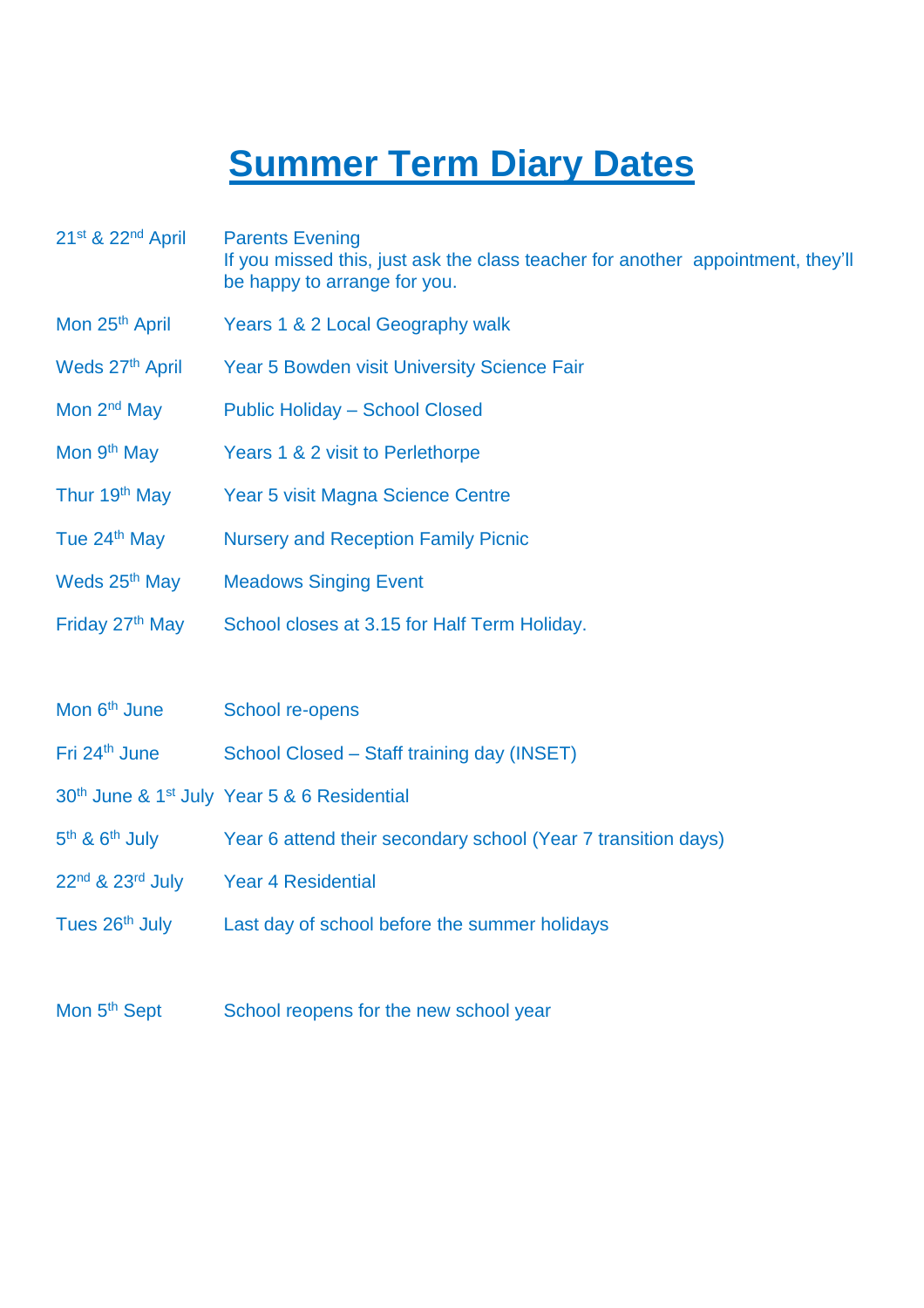# Summer Term Diary Dates

| | |
|---|---|
| 21st & 22nd April | Parents Evening<br>If you missed this, just ask the class teacher for another appointment, they'll be happy to arrange for you. |
| Mon 25th April | Years 1 & 2 Local Geography walk |
| Weds 27th April | Year 5 Bowden visit University Science Fair |
| Mon 2nd May | Public Holiday – School Closed |
| Mon 9th May | Years 1 & 2 visit to Perlethorpe |
| Thur 19th May | Year 5 visit Magna Science Centre |
| Tue 24th May | Nursery and Reception Family Picnic |
| Weds 25th May | Meadows Singing Event |
| Friday 27th May | School closes at 3.15 for Half Term Holiday. |
| | |
| Mon 6th June | School re-opens |
| Fri 24th June | School Closed – Staff training day (INSET) |
| 30th June & 1st July | Year 5 & 6 Residential |
| 5th & 6th July | Year 6 attend their secondary school (Year 7 transition days) |
| 22nd & 23rd July | Year 4 Residential |
| Tues 26th July | Last day of school before the summer holidays |
| | |
| Mon 5th Sept | School reopens for the new school year |